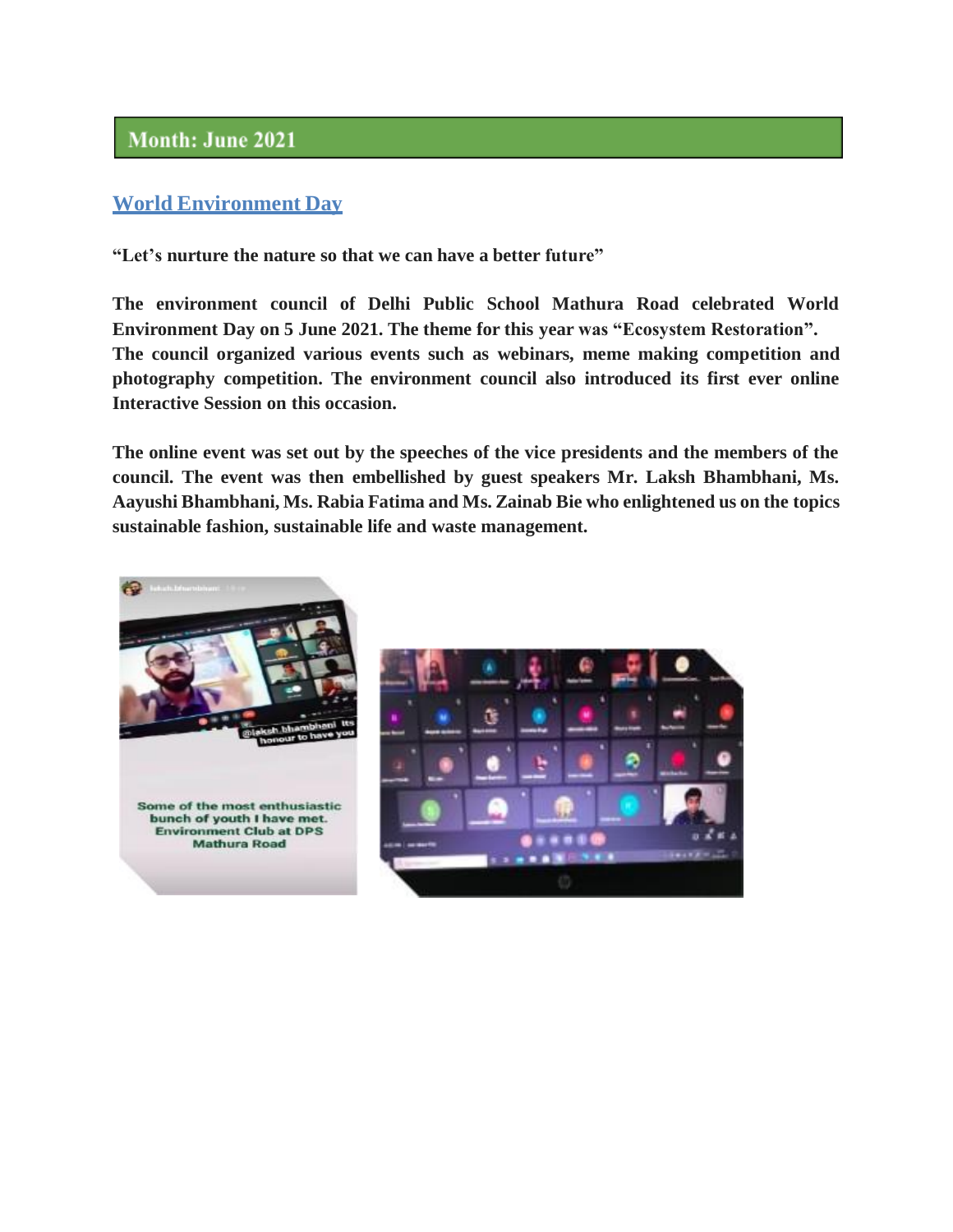## Month: June 2021

### World Environment Day

**"Let's nurture the nature so that we can have a better future"**

**The environment council of Delhi Public School Mathura Road celebrated World Environment Day on 5 June 2021. The theme for this year was "Ecosystem Restoration". The council organized various events such as webinars, meme making competition and photography competition. The environment council also introduced its first ever online Interactive Session on this occasion.**

**The online event was set out by the speeches of the vice presidents and the members of the council. The event was then embellished by guest speakers Mr. Laksh Bhambhani, Ms. Aayushi Bhambhani, Ms. Rabia Fatima and Ms. Zainab Bie who enlightened us on the topics sustainable fashion, sustainable life and waste management.**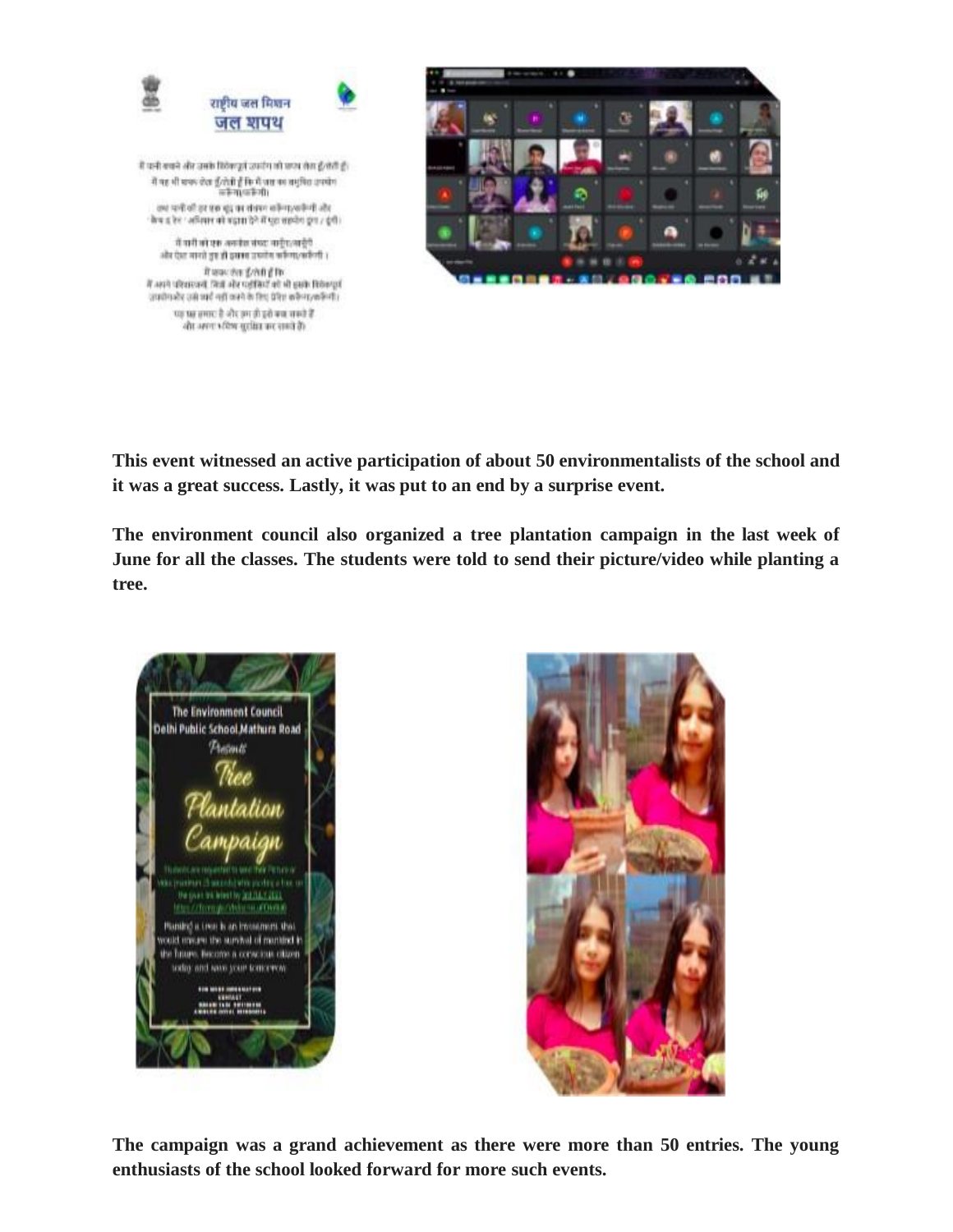This event witnessed an active participation of about 50 environmentalists of the school and it was a great success. Lastly, it was put to an end by a surprise event.

The environment council also organized a tree plantation campaign in the last week of June for all the classes. The students were told to send their picture/video while planting a tree.

The campaign was a grand achievement as there were more than 50 entries. The young enthusiasts of the school looked forward for more such events.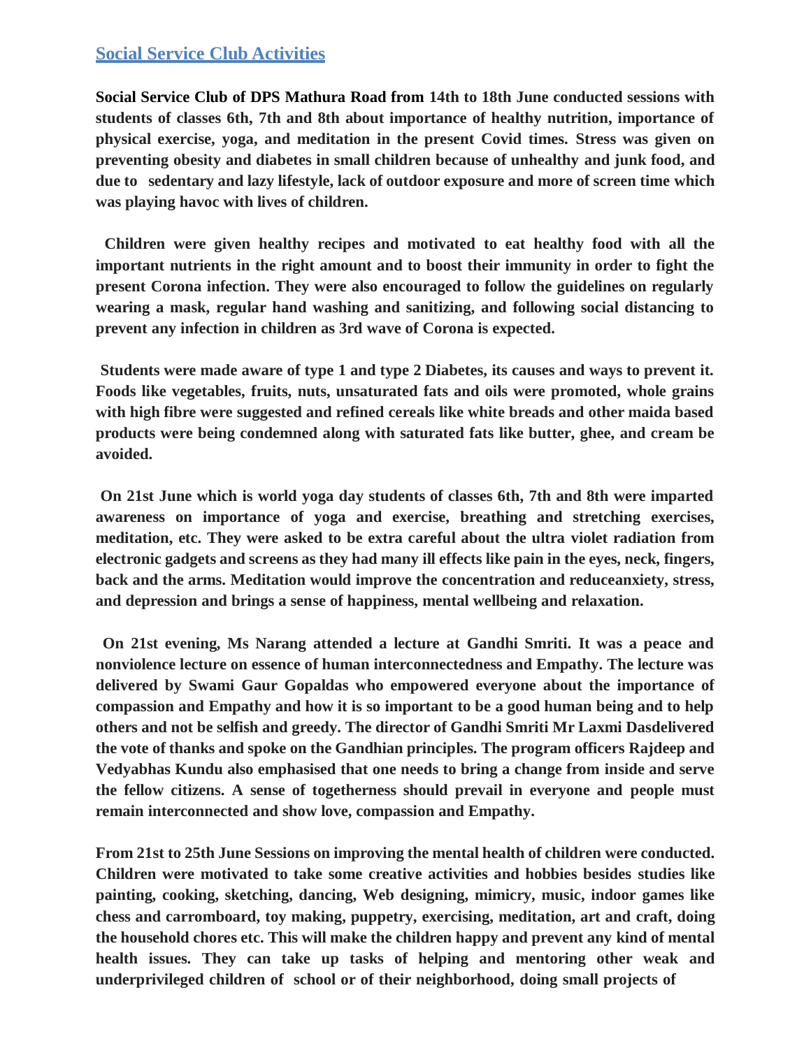## Social Service Club Activities

**Social Service Club of DPS Mathura Road from 14th to 18th June conducted sessions with students of classes 6th, 7th and 8th about importance of healthy nutrition, importance of physical exercise, yoga, and meditation in the present Covid times. Stress was given on preventing obesity and diabetes in small children because of unhealthy and junk food, and due to sedentary and lazy lifestyle, lack of outdoor exposure and more of screen time which was playing havoc with lives of children.**

**Children were given healthy recipes and motivated to eat healthy food with all the important nutrients in the right amount and to boost their immunity in order to fight the present Corona infection. They were also encouraged to follow the guidelines on regularly wearing a mask, regular hand washing and sanitizing, and following social distancing to prevent any infection in children as 3rd wave of Corona is expected.**

**Students were made aware of type 1 and type 2 Diabetes, its causes and ways to prevent it. Foods like vegetables, fruits, nuts, unsaturated fats and oils were promoted, whole grains with high fibre were suggested and refined cereals like white breads and other maida based products were being condemned along with saturated fats like butter, ghee, and cream be avoided.**

**On 21st June which is world yoga day students of classes 6th, 7th and 8th were imparted awareness on importance of yoga and exercise, breathing and stretching exercises, meditation, etc. They were asked to be extra careful about the ultra violet radiation from electronic gadgets and screens as they had many ill effects like pain in the eyes, neck, fingers, back and the arms. Meditation would improve the concentration and reduceanxiety, stress, and depression and brings a sense of happiness, mental wellbeing and relaxation.**

**On 21st evening, Ms Narang attended a lecture at Gandhi Smriti. It was a peace and nonviolence lecture on essence of human interconnectedness and Empathy. The lecture was delivered by Swami Gaur Gopaldas who empowered everyone about the importance of compassion and Empathy and how it is so important to be a good human being and to help others and not be selfish and greedy. The director of Gandhi Smriti Mr Laxmi Dasdelivered the vote of thanks and spoke on the Gandhian principles. The program officers Rajdeep and Vedyabhas Kundu also emphasised that one needs to bring a change from inside and serve the fellow citizens. A sense of togetherness should prevail in everyone and people must remain interconnected and show love, compassion and Empathy.**

**From 21st to 25th June Sessions on improving the mental health of children were conducted. Children were motivated to take some creative activities and hobbies besides studies like painting, cooking, sketching, dancing, Web designing, mimicry, music, indoor games like chess and carromboard, toy making, puppetry, exercising, meditation, art and craft, doing the household chores etc. This will make the children happy and prevent any kind of mental health issues. They can take up tasks of helping and mentoring other weak and underprivileged children of school or of their neighborhood, doing small projects of**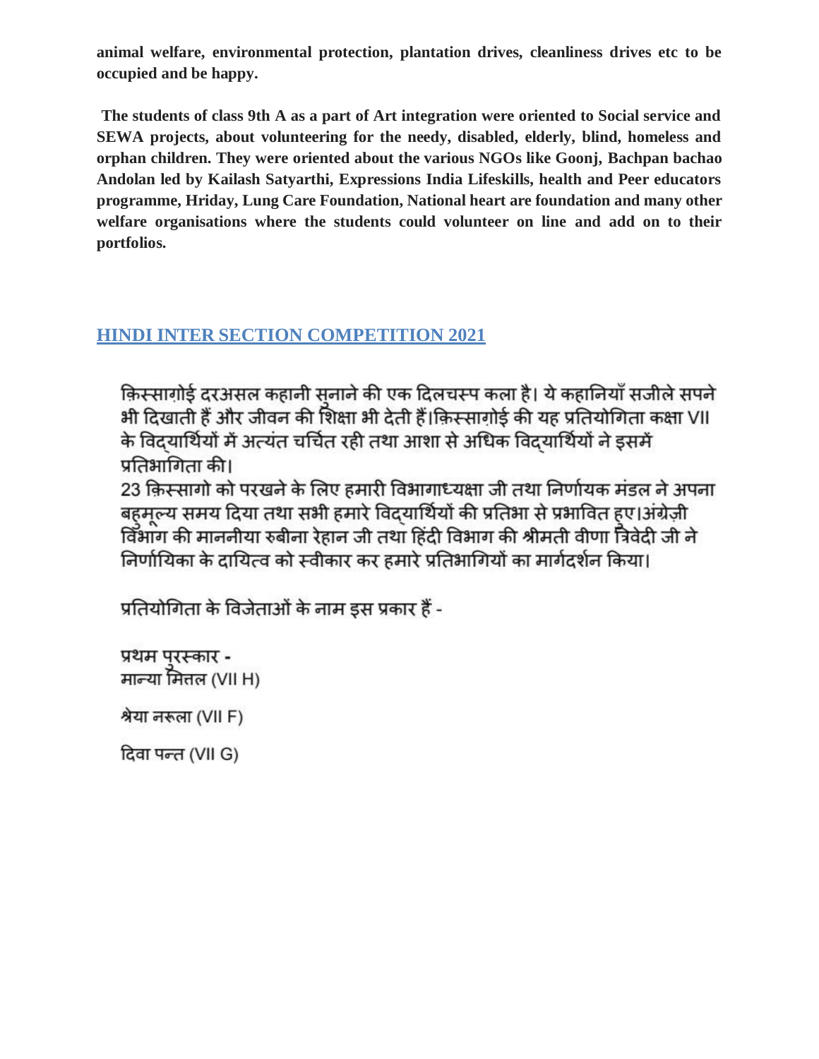**animal welfare, environmental protection, plantation drives, cleanliness drives etc to be occupied and be happy.**

**The students of class 9th A as a part of Art integration were oriented to Social service and SEWA projects, about volunteering for the needy, disabled, elderly, blind, homeless and orphan children. They were oriented about the various NGOs like Goonj, Bachpan bachao Andolan led by Kailash Satyarthi, Expressions India Lifeskills, health and Peer educators programme, Hriday, Lung Care Foundation, National heart are foundation and many other welfare organisations where the students could volunteer on line and add on to their portfolios.**

## HINDI INTER SECTION COMPETITION 2021

क़िस्सागोई दरअसल कहानी सुनाने की एक दिलचस्प कला है। ये कहानियाँ सजीले सपने भी दिखाती हैं और जीवन की शिक्षा भी देती हैं।क़िस्सागोई की यह प्रतियोगिता कक्षा VII के विद्यार्थियों में अत्यंत चर्चित रही तथा आशा से अधिक विद्यार्थियों ने इसमें प्रतिभागिता की।
23 क़िस्सागो को परखने के लिए हमारी विभागाध्यक्षा जी तथा निर्णायक मंडल ने अपना बहुमूल्य समय दिया तथा सभी हमारे विद्यार्थियों की प्रतिभा से प्रभावित हुए।अंग्रेज़ी विभाग की माननीया रुबीना रेहान जी तथा हिंदी विभाग की श्रीमती वीणा त्रिवेदी जी ने निर्णायिका के दायित्व को स्वीकार कर हमारे प्रतिभागियों का मार्गदर्शन किया।

प्रतियोगिता के विजेताओं के नाम इस प्रकार हैं -

प्रथम पुरस्कार -
मान्या मित्तल (VII H)

श्रेया नरूला (VII F)

दिवा पन्त (VII G)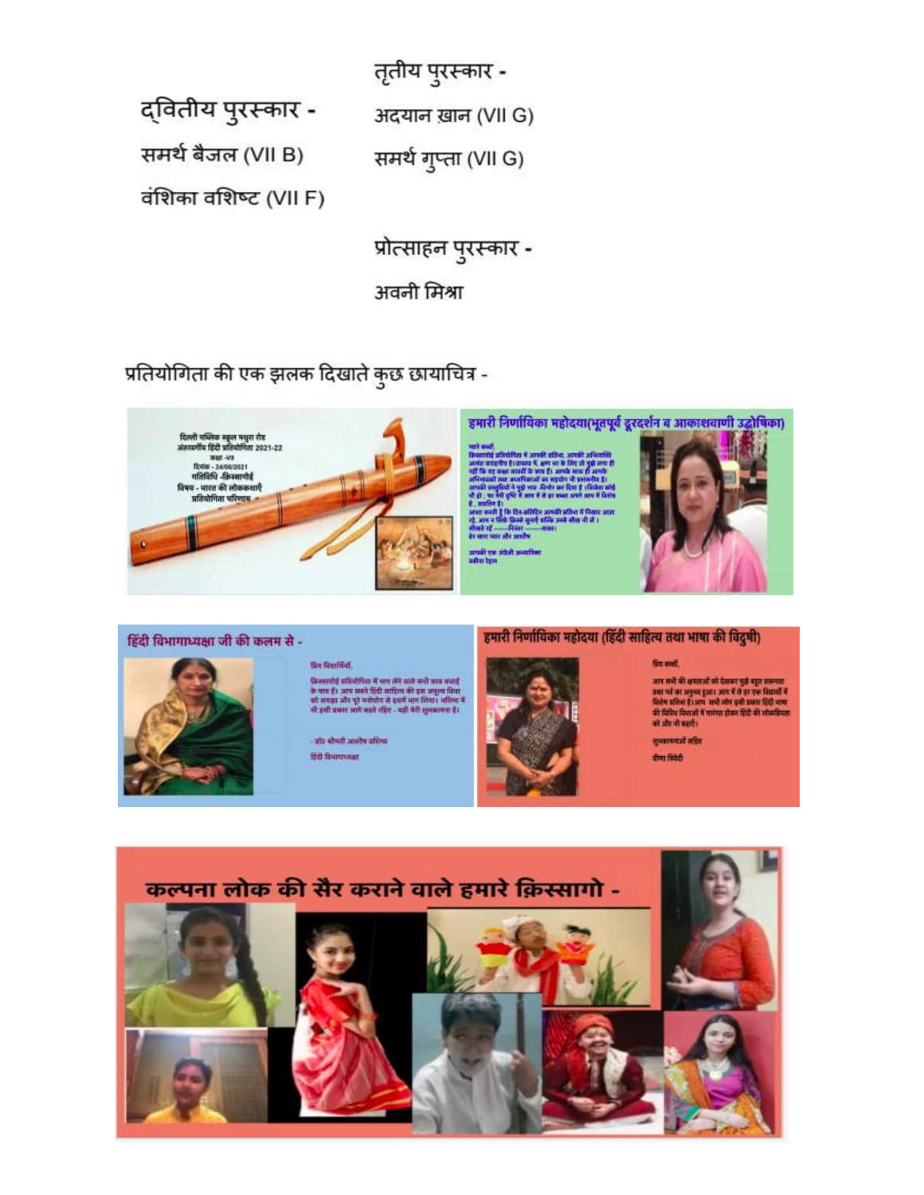**द्वितीय पुरस्कार -**

समर्थ बैजल (VII B)

वंशिका वशिष्ट (VII F)

**तृतीय पुरस्कार -**

अदयान ख़ान (VII G)

समर्थ गुप्ता (VII G)

**प्रोत्साहन पुरस्कार -**

अवनी मिश्रा

प्रतियोगिता की एक झलक दिखाते कुछ छायाचित्र -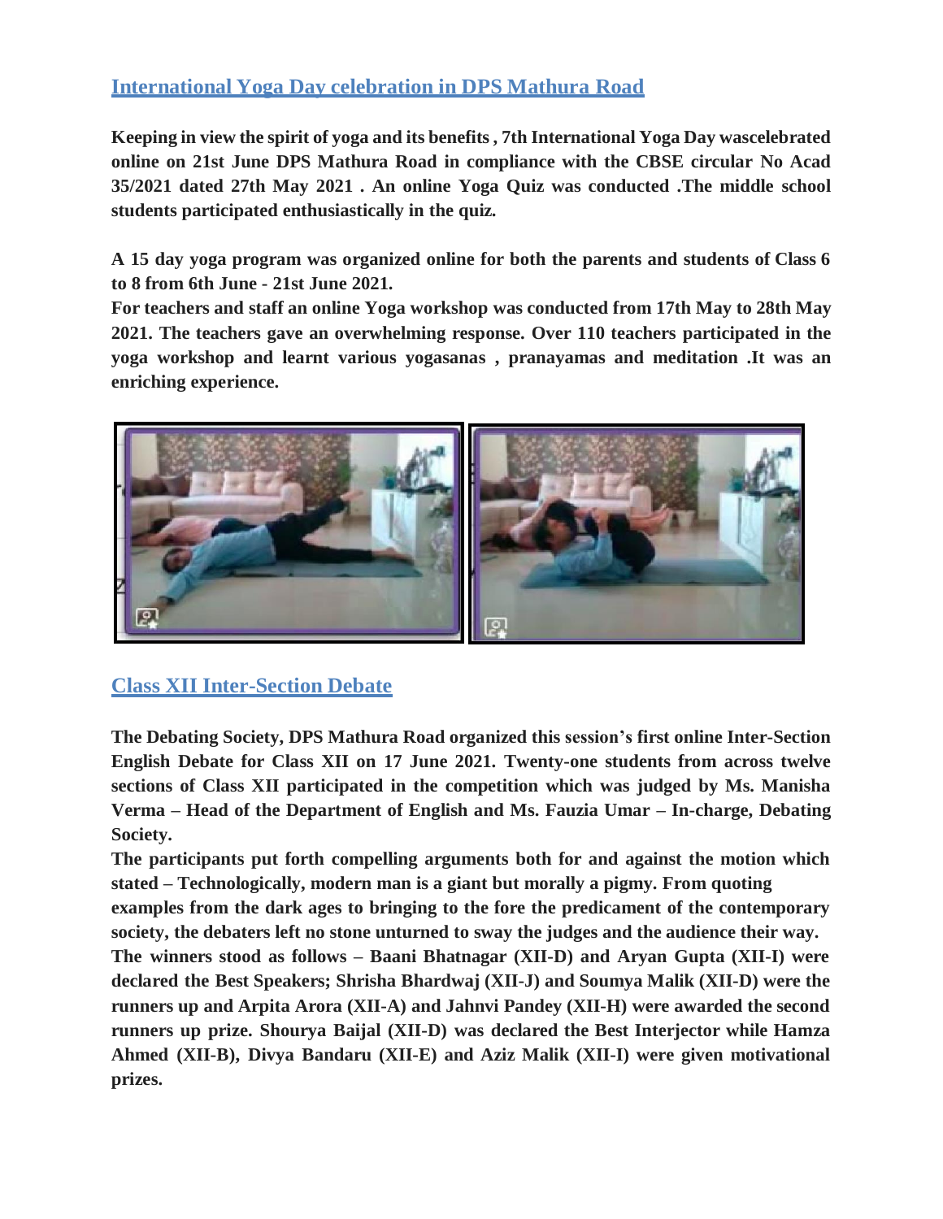## International Yoga Day celebration in DPS Mathura Road

**Keeping in view the spirit of yoga and its benefits , 7th International Yoga Day wascelebrated online on 21st June DPS Mathura Road in compliance with the CBSE circular No Acad 35/2021 dated 27th May 2021 . An online Yoga Quiz was conducted .The middle school students participated enthusiastically in the quiz.**

**A 15 day yoga program was organized online for both the parents and students of Class 6 to 8 from 6th June - 21st June 2021.**

**For teachers and staff an online Yoga workshop was conducted from 17th May to 28th May 2021. The teachers gave an overwhelming response. Over 110 teachers participated in the yoga workshop and learnt various yogasanas , pranayamas and meditation .It was an enriching experience.**

## Class XII Inter-Section Debate

**The Debating Society, DPS Mathura Road organized this session's first online Inter-Section English Debate for Class XII on 17 June 2021. Twenty-one students from across twelve sections of Class XII participated in the competition which was judged by Ms. Manisha Verma – Head of the Department of English and Ms. Fauzia Umar – In-charge, Debating Society.**

**The participants put forth compelling arguments both for and against the motion which stated – Technologically, modern man is a giant but morally a pigmy. From quoting examples from the dark ages to bringing to the fore the predicament of the contemporary society, the debaters left no stone unturned to sway the judges and the audience their way.**

**The winners stood as follows – Baani Bhatnagar (XII-D) and Aryan Gupta (XII-I) were declared the Best Speakers; Shrisha Bhardwaj (XII-J) and Soumya Malik (XII-D) were the runners up and Arpita Arora (XII-A) and Jahnvi Pandey (XII-H) were awarded the second runners up prize. Shourya Baijal (XII-D) was declared the Best Interjector while Hamza Ahmed (XII-B), Divya Bandaru (XII-E) and Aziz Malik (XII-I) were given motivational prizes.**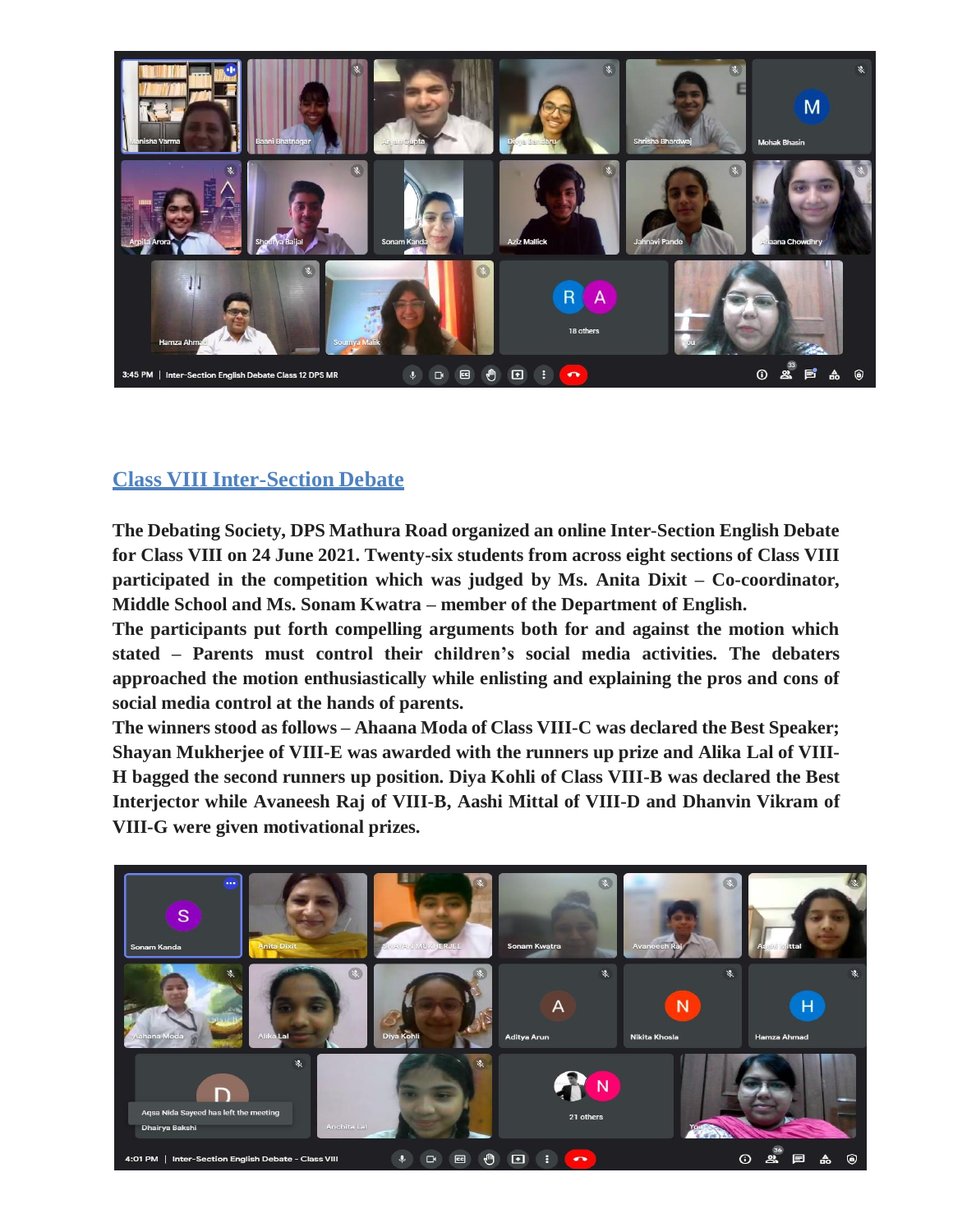## Class VIII Inter-Section Debate

**The Debating Society, DPS Mathura Road organized an online Inter-Section English Debate for Class VIII on 24 June 2021. Twenty-six students from across eight sections of Class VIII participated in the competition which was judged by Ms. Anita Dixit – Co-coordinator, Middle School and Ms. Sonam Kwatra – member of the Department of English.**

**The participants put forth compelling arguments both for and against the motion which stated – Parents must control their children's social media activities. The debaters approached the motion enthusiastically while enlisting and explaining the pros and cons of social media control at the hands of parents.**

**The winners stood as follows – Ahaana Moda of Class VIII-C was declared the Best Speaker; Shayan Mukherjee of VIII-E was awarded with the runners up prize and Alika Lal of VIII-H bagged the second runners up position. Diya Kohli of Class VIII-B was declared the Best Interjector while Avaneesh Raj of VIII-B, Aashi Mittal of VIII-D and Dhanvin Vikram of VIII-G were given motivational prizes.**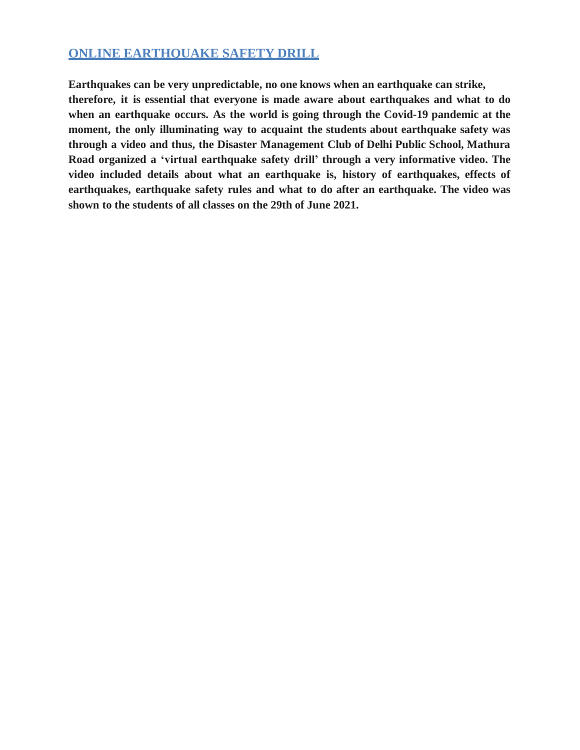## ONLINE EARTHQUAKE SAFETY DRILL

**Earthquakes can be very unpredictable, no one knows when an earthquake can strike, therefore, it is essential that everyone is made aware about earthquakes and what to do when an earthquake occurs. As the world is going through the Covid-19 pandemic at the moment, the only illuminating way to acquaint the students about earthquake safety was through a video and thus, the Disaster Management Club of Delhi Public School, Mathura Road organized a 'virtual earthquake safety drill' through a very informative video. The video included details about what an earthquake is, history of earthquakes, effects of earthquakes, earthquake safety rules and what to do after an earthquake. The video was shown to the students of all classes on the 29th of June 2021.**